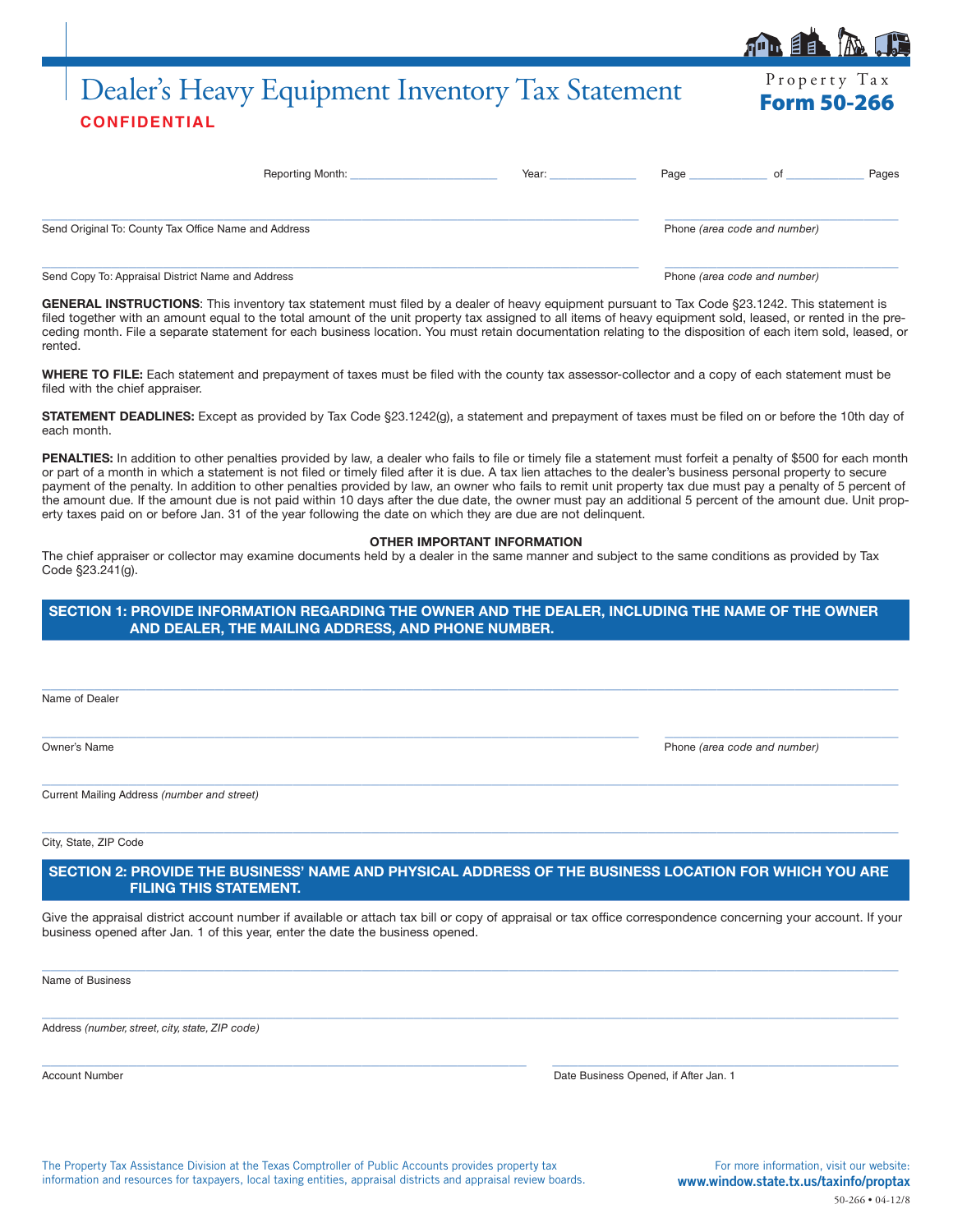# Dealer's Heavy Equipment Inventory Tax Statement

**CONFIDENTIAL**

Property Tax
**Form 50-266**

Reporting Month: ______________________ Year: ______________ Page ____________ of ____________ Pages

______________________________________________________________________

Send Original To: County Tax Office Name and Address — Phone *(area code and number)*

______________________________________________________________________

Send Copy To: Appraisal District Name and Address — Phone *(area code and number)*

**GENERAL INSTRUCTIONS**: This inventory tax statement must filed by a dealer of heavy equipment pursuant to Tax Code §23.1242. This statement is filed together with an amount equal to the total amount of the unit property tax assigned to all items of heavy equipment sold, leased, or rented in the preceding month. File a separate statement for each business location. You must retain documentation relating to the disposition of each item sold, leased, or rented.

**WHERE TO FILE:** Each statement and prepayment of taxes must be filed with the county tax assessor-collector and a copy of each statement must be filed with the chief appraiser.

**STATEMENT DEADLINES:** Except as provided by Tax Code §23.1242(g), a statement and prepayment of taxes must be filed on or before the 10th day of each month.

**PENALTIES:** In addition to other penalties provided by law, a dealer who fails to file or timely file a statement must forfeit a penalty of $500 for each month or part of a month in which a statement is not filed or timely filed after it is due. A tax lien attaches to the dealer's business personal property to secure payment of the penalty. In addition to other penalties provided by law, an owner who fails to remit unit property tax due must pay a penalty of 5 percent of the amount due. If the amount due is not paid within 10 days after the due date, the owner must pay an additional 5 percent of the amount due. Unit property taxes paid on or before Jan. 31 of the year following the date on which they are due are not delinquent.

**OTHER IMPORTANT INFORMATION**

The chief appraiser or collector may examine documents held by a dealer in the same manner and subject to the same conditions as provided by Tax Code §23.241(g).

## SECTION 1: PROVIDE INFORMATION REGARDING THE OWNER AND THE DEALER, INCLUDING THE NAME OF THE OWNER AND DEALER, THE MAILING ADDRESS, AND PHONE NUMBER.

______________________________________________________________________

Name of Dealer

______________________________________________________________________

Owner's Name — Phone *(area code and number)*

______________________________________________________________________

Current Mailing Address *(number and street)*

______________________________________________________________________

City, State, ZIP Code

## SECTION 2: PROVIDE THE BUSINESS' NAME AND PHYSICAL ADDRESS OF THE BUSINESS LOCATION FOR WHICH YOU ARE FILING THIS STATEMENT.

Give the appraisal district account number if available or attach tax bill or copy of appraisal or tax office correspondence concerning your account. If your business opened after Jan. 1 of this year, enter the date the business opened.

______________________________________________________________________

Name of Business

______________________________________________________________________

Address *(number, street, city, state, ZIP code)*

______________________________________________________________________

Account Number — Date Business Opened, if After Jan. 1

The Property Tax Assistance Division at the Texas Comptroller of Public Accounts provides property tax information and resources for taxpayers, local taxing entities, appraisal districts and appraisal review boards.

For more information, visit our website:
**www.window.state.tx.us/taxinfo/proptax**

50-266 • 04-12/8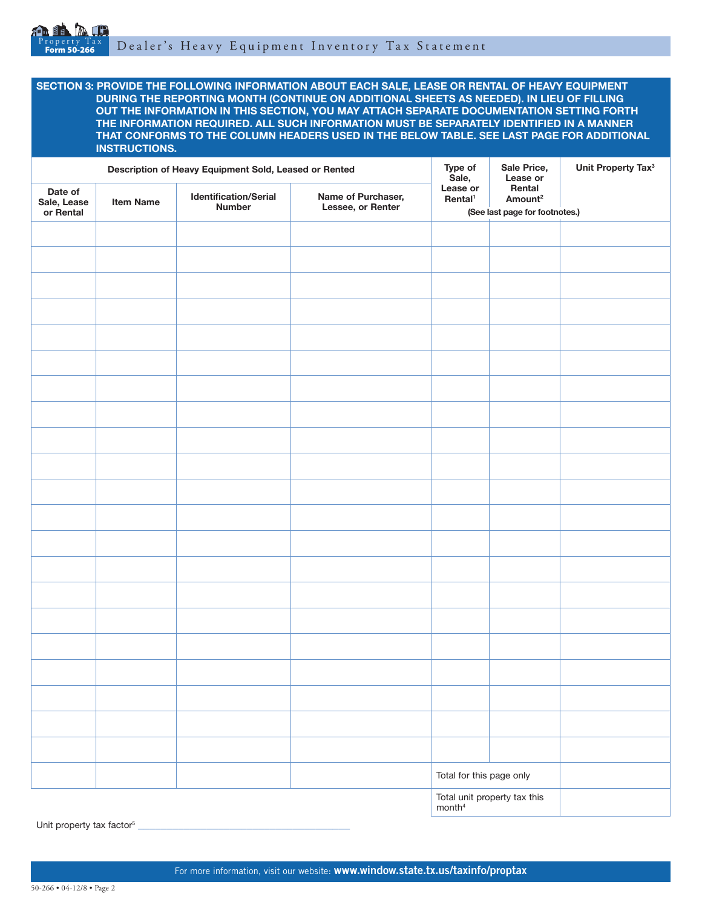**SECTION 3: PROVIDE THE FOLLOWING INFORMATION ABOUT EACH SALE, LEASE OR RENTAL OF HEAVY EQUIPMENT DURING THE REPORTING MONTH (CONTINUE ON ADDITIONAL SHEETS AS NEEDED). IN LIEU OF FILLING OUT THE INFORMATION IN THIS SECTION, YOU MAY ATTACH SEPARATE DOCUMENTATION SETTING FORTH THE INFORMATION REQUIRED. ALL SUCH INFORMATION MUST BE SEPARATELY IDENTIFIED IN A MANNER THAT CONFORMS TO THE COLUMN HEADERS USED IN THE BELOW TABLE. SEE LAST PAGE FOR ADDITIONAL INSTRUCTIONS.**

| Description of Heavy Equipment Sold, Leased or Rented | | | | Type of Sale, Lease or Rental[1] | Sale Price, Lease or Rental Amount[2] | Unit Property Tax[3] |
|---|---|---|---|---|---|---|
| Date of Sale, Lease or Rental | Item Name | Identification/Serial Number | Name of Purchaser, Lessee, or Renter | (See last page for footnotes.) | | |
| | | | | | | |
| | | | | | | |
| | | | | | | |
| | | | | | | |
| | | | | | | |
| | | | | | | |
| | | | | | | |
| | | | | | | |
| | | | | | | |
| | | | | | | |
| | | | | | | |
| | | | | | | |
| | | | | | | |
| | | | | | | |
| | | | | | | |
| | | | | | | |
| | | | | | | |
| | | | | | | |
| | | | | | | |
| | | | | | | |
| | | | | | | |
| | | | | Total for this page only | | |
| | | | | Total unit property tax this month[4] | | |

Unit property tax factor[5] ________________________________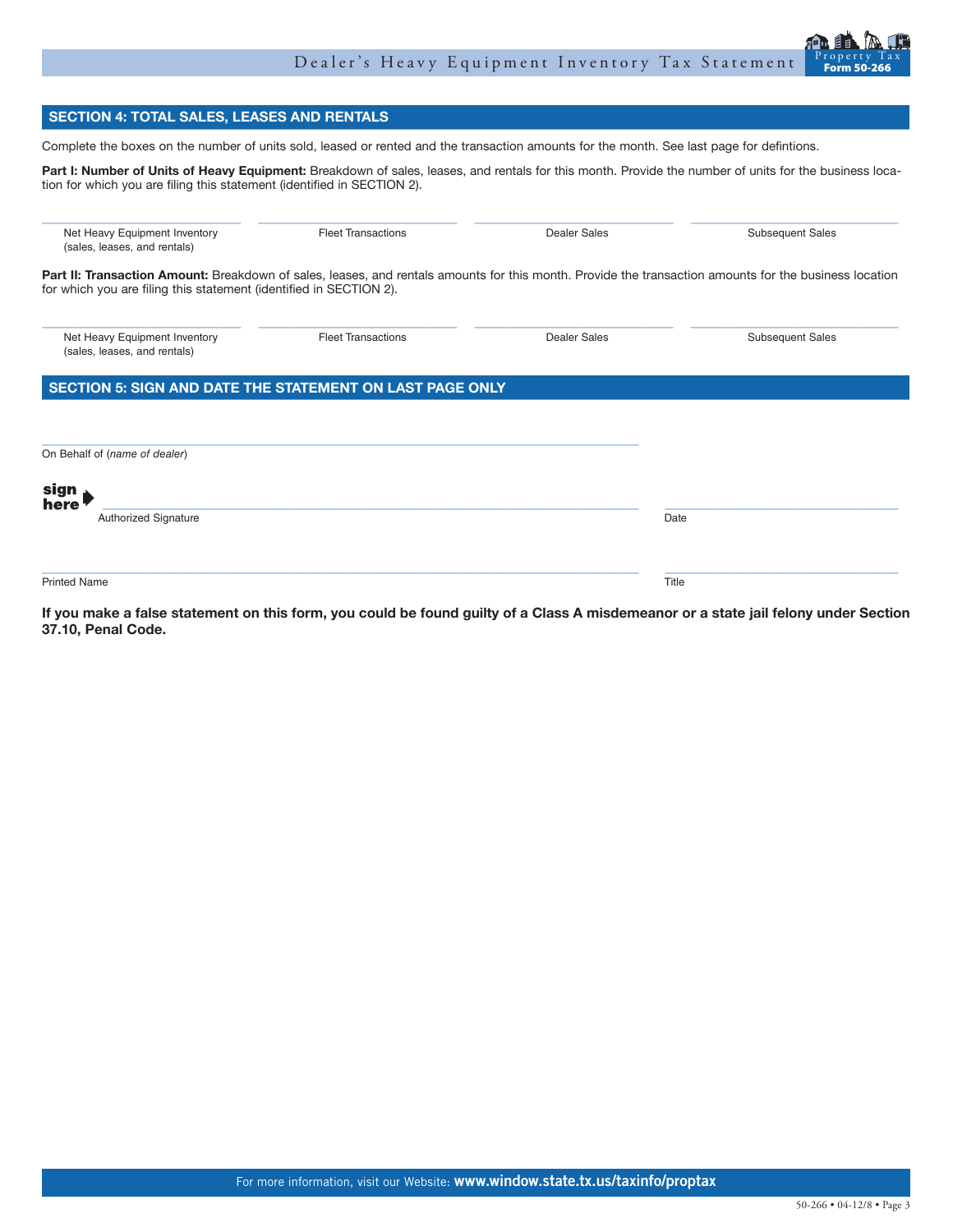## SECTION 4: TOTAL SALES, LEASES AND RENTALS

Complete the boxes on the number of units sold, leased or rented and the transaction amounts for the month. See last page for defintions.

**Part I: Number of Units of Heavy Equipment:** Breakdown of sales, leases, and rentals for this month. Provide the number of units for the business location for which you are filing this statement (identified in SECTION 2).

| Net Heavy Equipment Inventory (sales, leases, and rentals) | Fleet Transactions | Dealer Sales | Subsequent Sales |
|---|---|---|---|
| | | | |

**Part II: Transaction Amount:** Breakdown of sales, leases, and rentals amounts for this month. Provide the transaction amounts for the business location for which you are filing this statement (identified in SECTION 2).

| Net Heavy Equipment Inventory (sales, leases, and rentals) | Fleet Transactions | Dealer Sales | Subsequent Sales |
|---|---|---|---|
| | | | |

## SECTION 5: SIGN AND DATE THE STATEMENT ON LAST PAGE ONLY

______________________________
On Behalf of (*name of dealer*)

**sign here** ______________________________ ______________
Authorized Signature Date

______________________________ ______________
Printed Name Title

**If you make a false statement on this form, you could be found guilty of a Class A misdemeanor or a state jail felony under Section 37.10, Penal Code.**

For more information, visit our Website: **www.window.state.tx.us/taxinfo/proptax**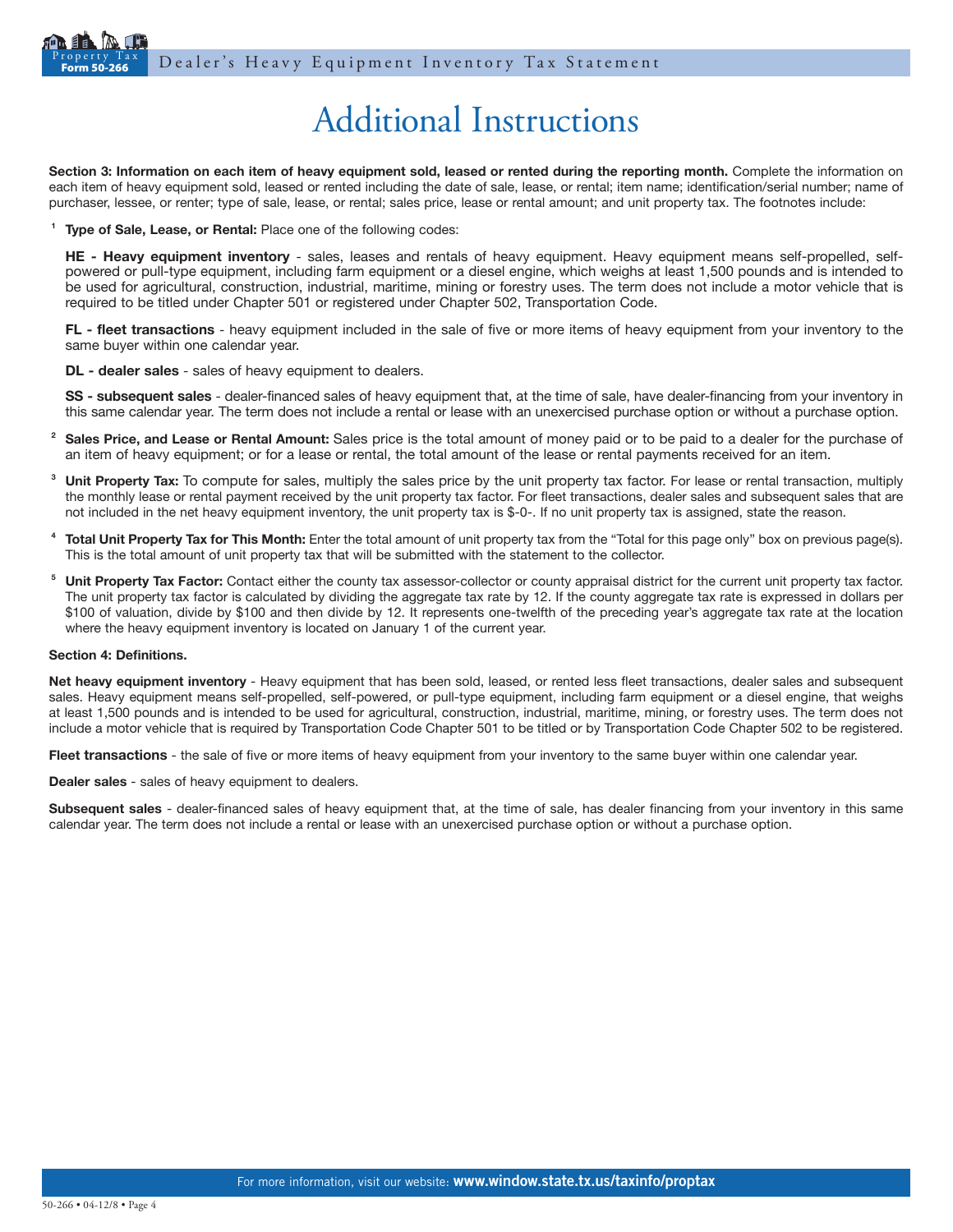# Additional Instructions

**Section 3: Information on each item of heavy equipment sold, leased or rented during the reporting month.** Complete the information on each item of heavy equipment sold, leased or rented including the date of sale, lease, or rental; item name; identification/serial number; name of purchaser, lessee, or renter; type of sale, lease, or rental; sales price, lease or rental amount; and unit property tax. The footnotes include:

[1] **Type of Sale, Lease, or Rental:** Place one of the following codes:

**HE - Heavy equipment inventory** - sales, leases and rentals of heavy equipment. Heavy equipment means self-propelled, self-powered or pull-type equipment, including farm equipment or a diesel engine, which weighs at least 1,500 pounds and is intended to be used for agricultural, construction, industrial, maritime, mining or forestry uses. The term does not include a motor vehicle that is required to be titled under Chapter 501 or registered under Chapter 502, Transportation Code.

**FL - fleet transactions** - heavy equipment included in the sale of five or more items of heavy equipment from your inventory to the same buyer within one calendar year.

**DL - dealer sales** - sales of heavy equipment to dealers.

**SS - subsequent sales** - dealer-financed sales of heavy equipment that, at the time of sale, have dealer-financing from your inventory in this same calendar year. The term does not include a rental or lease with an unexercised purchase option or without a purchase option.

[2] **Sales Price, and Lease or Rental Amount:** Sales price is the total amount of money paid or to be paid to a dealer for the purchase of an item of heavy equipment; or for a lease or rental, the total amount of the lease or rental payments received for an item.

[3] **Unit Property Tax:** To compute for sales, multiply the sales price by the unit property tax factor. For lease or rental transaction, multiply the monthly lease or rental payment received by the unit property tax factor. For fleet transactions, dealer sales and subsequent sales that are not included in the net heavy equipment inventory, the unit property tax is $-0-. If no unit property tax is assigned, state the reason.

[4] **Total Unit Property Tax for This Month:** Enter the total amount of unit property tax from the "Total for this page only" box on previous page(s). This is the total amount of unit property tax that will be submitted with the statement to the collector.

[5] **Unit Property Tax Factor:** Contact either the county tax assessor-collector or county appraisal district for the current unit property tax factor. The unit property tax factor is calculated by dividing the aggregate tax rate by 12. If the county aggregate tax rate is expressed in dollars per $100 of valuation, divide by $100 and then divide by 12. It represents one-twelfth of the preceding year's aggregate tax rate at the location where the heavy equipment inventory is located on January 1 of the current year.

**Section 4: Definitions.**

**Net heavy equipment inventory** - Heavy equipment that has been sold, leased, or rented less fleet transactions, dealer sales and subsequent sales. Heavy equipment means self-propelled, self-powered, or pull-type equipment, including farm equipment or a diesel engine, that weighs at least 1,500 pounds and is intended to be used for agricultural, construction, industrial, maritime, mining, or forestry uses. The term does not include a motor vehicle that is required by Transportation Code Chapter 501 to be titled or by Transportation Code Chapter 502 to be registered.

**Fleet transactions** - the sale of five or more items of heavy equipment from your inventory to the same buyer within one calendar year.

**Dealer sales** - sales of heavy equipment to dealers.

**Subsequent sales** - dealer-financed sales of heavy equipment that, at the time of sale, has dealer financing from your inventory in this same calendar year. The term does not include a rental or lease with an unexercised purchase option or without a purchase option.

For more information, visit our website: **www.window.state.tx.us/taxinfo/proptax**